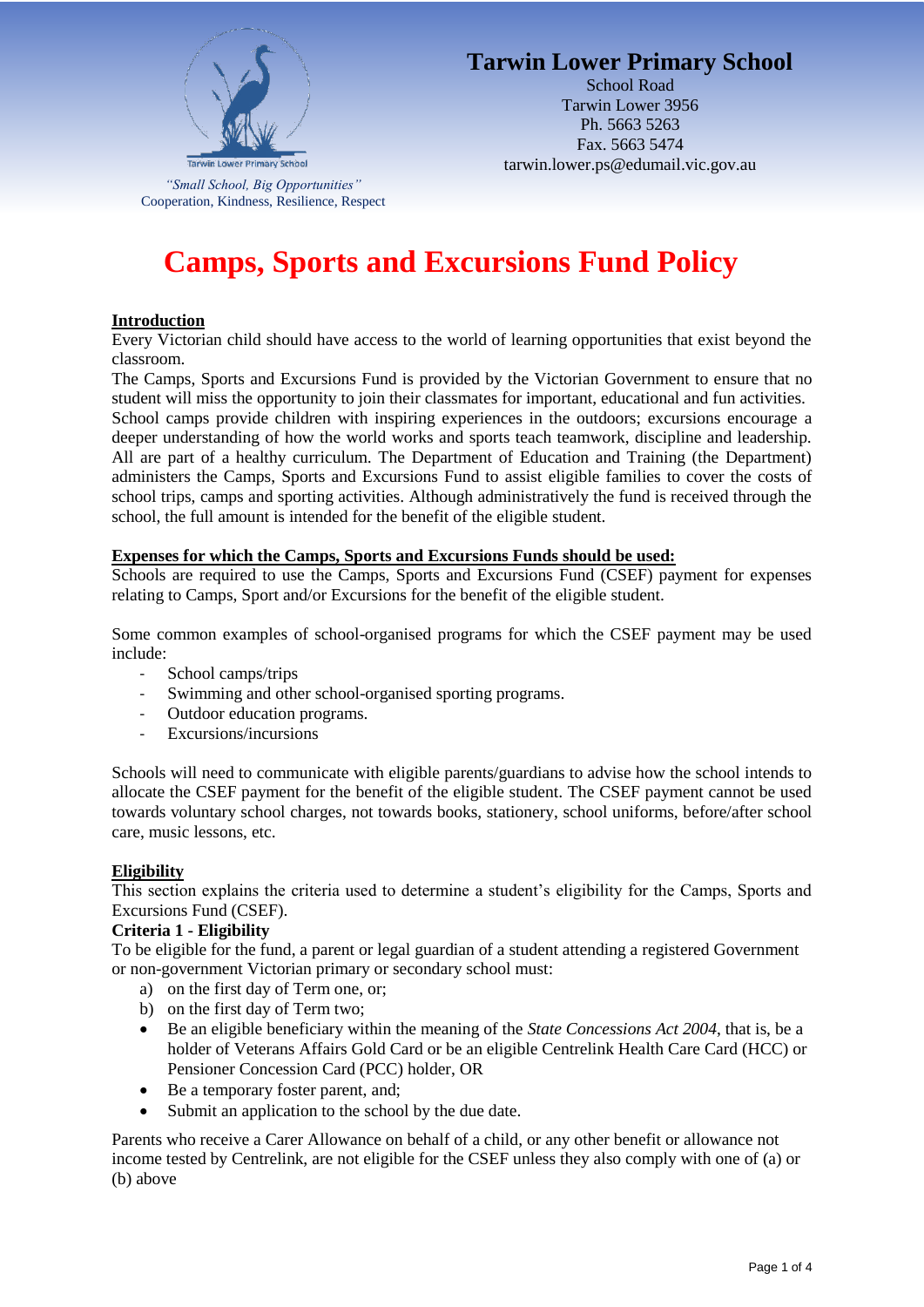Tarwin Lower Primary School

*"Small School, Big Opportunities"*
Cooperation, Kindness, Resilience, Respect

**Tarwin Lower Primary School**
School Road
Tarwin Lower 3956
Ph. 5663 5263
Fax. 5663 5474
tarwin.lower.ps@edumail.vic.gov.au

# Camps, Sports and Excursions Fund Policy

## Introduction

Every Victorian child should have access to the world of learning opportunities that exist beyond the classroom.

The Camps, Sports and Excursions Fund is provided by the Victorian Government to ensure that no student will miss the opportunity to join their classmates for important, educational and fun activities. School camps provide children with inspiring experiences in the outdoors; excursions encourage a deeper understanding of how the world works and sports teach teamwork, discipline and leadership. All are part of a healthy curriculum. The Department of Education and Training (the Department) administers the Camps, Sports and Excursions Fund to assist eligible families to cover the costs of school trips, camps and sporting activities. Although administratively the fund is received through the school, the full amount is intended for the benefit of the eligible student.

## Expenses for which the Camps, Sports and Excursions Funds should be used:

Schools are required to use the Camps, Sports and Excursions Fund (CSEF) payment for expenses relating to Camps, Sport and/or Excursions for the benefit of the eligible student.

Some common examples of school-organised programs for which the CSEF payment may be used include:

- School camps/trips
- Swimming and other school-organised sporting programs.
- Outdoor education programs.
- Excursions/incursions

Schools will need to communicate with eligible parents/guardians to advise how the school intends to allocate the CSEF payment for the benefit of the eligible student. The CSEF payment cannot be used towards voluntary school charges, not towards books, stationery, school uniforms, before/after school care, music lessons, etc.

## Eligibility

This section explains the criteria used to determine a student's eligibility for the Camps, Sports and Excursions Fund (CSEF).

**Criteria 1 - Eligibility**

To be eligible for the fund, a parent or legal guardian of a student attending a registered Government or non-government Victorian primary or secondary school must:

a) on the first day of Term one, or;
b) on the first day of Term two;

- Be an eligible beneficiary within the meaning of the *State Concessions Act 2004*, that is, be a holder of Veterans Affairs Gold Card or be an eligible Centrelink Health Care Card (HCC) or Pensioner Concession Card (PCC) holder, OR
- Be a temporary foster parent, and;
- Submit an application to the school by the due date.

Parents who receive a Carer Allowance on behalf of a child, or any other benefit or allowance not income tested by Centrelink, are not eligible for the CSEF unless they also comply with one of (a) or (b) above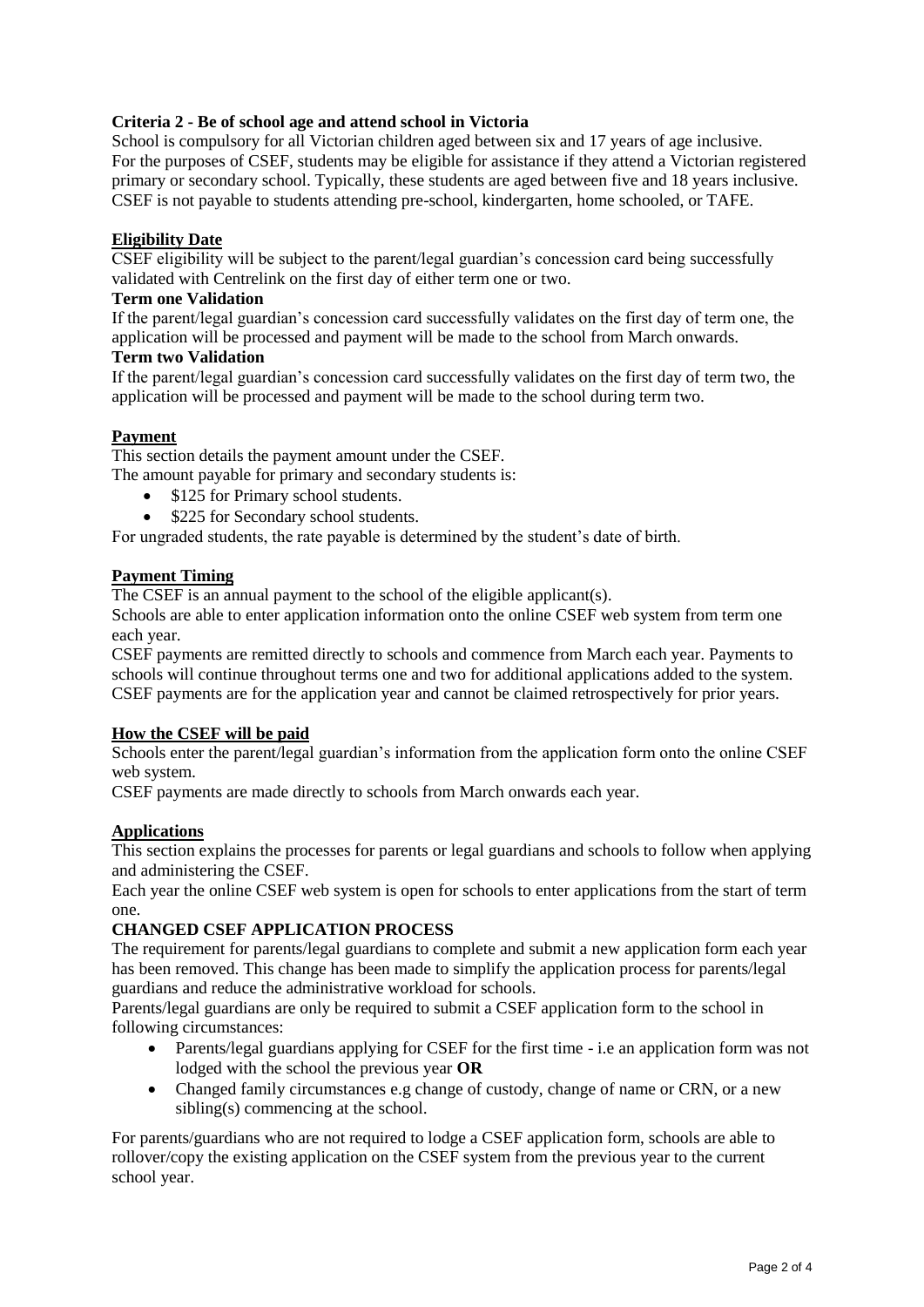**Criteria 2 - Be of school age and attend school in Victoria**

School is compulsory for all Victorian children aged between six and 17 years of age inclusive. For the purposes of CSEF, students may be eligible for assistance if they attend a Victorian registered primary or secondary school. Typically, these students are aged between five and 18 years inclusive. CSEF is not payable to students attending pre-school, kindergarten, home schooled, or TAFE.

**Eligibility Date**

CSEF eligibility will be subject to the parent/legal guardian's concession card being successfully validated with Centrelink on the first day of either term one or two.

**Term one Validation**

If the parent/legal guardian's concession card successfully validates on the first day of term one, the application will be processed and payment will be made to the school from March onwards.

**Term two Validation**

If the parent/legal guardian's concession card successfully validates on the first day of term two, the application will be processed and payment will be made to the school during term two.

**Payment**

This section details the payment amount under the CSEF.

The amount payable for primary and secondary students is:

- $125 for Primary school students.
- $225 for Secondary school students.

For ungraded students, the rate payable is determined by the student's date of birth.

**Payment Timing**

The CSEF is an annual payment to the school of the eligible applicant(s).

Schools are able to enter application information onto the online CSEF web system from term one each year.

CSEF payments are remitted directly to schools and commence from March each year. Payments to schools will continue throughout terms one and two for additional applications added to the system. CSEF payments are for the application year and cannot be claimed retrospectively for prior years.

**How the CSEF will be paid**

Schools enter the parent/legal guardian's information from the application form onto the online CSEF web system.

CSEF payments are made directly to schools from March onwards each year.

**Applications**

This section explains the processes for parents or legal guardians and schools to follow when applying and administering the CSEF.

Each year the online CSEF web system is open for schools to enter applications from the start of term one.

**CHANGED CSEF APPLICATION PROCESS**

The requirement for parents/legal guardians to complete and submit a new application form each year has been removed. This change has been made to simplify the application process for parents/legal guardians and reduce the administrative workload for schools.

Parents/legal guardians are only be required to submit a CSEF application form to the school in following circumstances:

- Parents/legal guardians applying for CSEF for the first time - i.e an application form was not lodged with the school the previous year **OR**
- Changed family circumstances e.g change of custody, change of name or CRN, or a new sibling(s) commencing at the school.

For parents/guardians who are not required to lodge a CSEF application form, schools are able to rollover/copy the existing application on the CSEF system from the previous year to the current school year.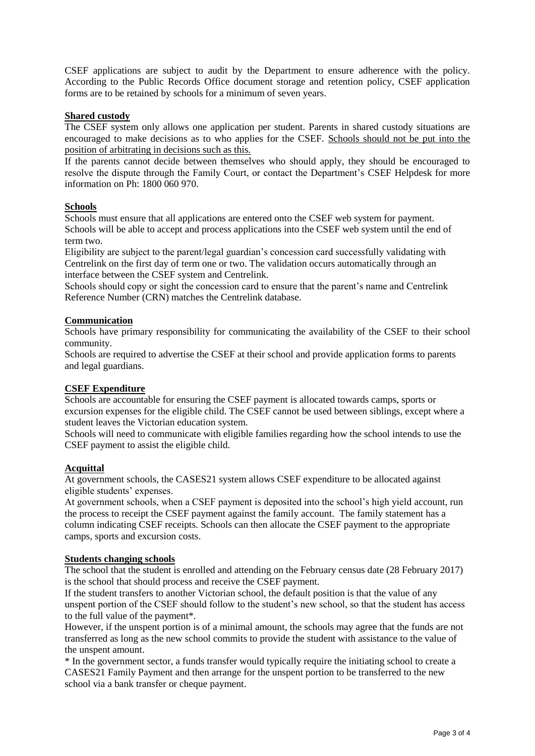CSEF applications are subject to audit by the Department to ensure adherence with the policy. According to the Public Records Office document storage and retention policy, CSEF application forms are to be retained by schools for a minimum of seven years.

**Shared custody**

The CSEF system only allows one application per student. Parents in shared custody situations are encouraged to make decisions as to who applies for the CSEF. Schools should not be put into the position of arbitrating in decisions such as this.

If the parents cannot decide between themselves who should apply, they should be encouraged to resolve the dispute through the Family Court, or contact the Department's CSEF Helpdesk for more information on Ph: 1800 060 970.

**Schools**

Schools must ensure that all applications are entered onto the CSEF web system for payment.

Schools will be able to accept and process applications into the CSEF web system until the end of term two.

Eligibility are subject to the parent/legal guardian's concession card successfully validating with Centrelink on the first day of term one or two. The validation occurs automatically through an interface between the CSEF system and Centrelink.

Schools should copy or sight the concession card to ensure that the parent's name and Centrelink Reference Number (CRN) matches the Centrelink database.

**Communication**

Schools have primary responsibility for communicating the availability of the CSEF to their school community.

Schools are required to advertise the CSEF at their school and provide application forms to parents and legal guardians.

**CSEF Expenditure**

Schools are accountable for ensuring the CSEF payment is allocated towards camps, sports or excursion expenses for the eligible child. The CSEF cannot be used between siblings, except where a student leaves the Victorian education system.

Schools will need to communicate with eligible families regarding how the school intends to use the CSEF payment to assist the eligible child.

**Acquittal**

At government schools, the CASES21 system allows CSEF expenditure to be allocated against eligible students' expenses.

At government schools, when a CSEF payment is deposited into the school's high yield account, run the process to receipt the CSEF payment against the family account. The family statement has a column indicating CSEF receipts. Schools can then allocate the CSEF payment to the appropriate camps, sports and excursion costs.

**Students changing schools**

The school that the student is enrolled and attending on the February census date (28 February 2017) is the school that should process and receive the CSEF payment.

If the student transfers to another Victorian school, the default position is that the value of any unspent portion of the CSEF should follow to the student's new school, so that the student has access to the full value of the payment*.

However, if the unspent portion is of a minimal amount, the schools may agree that the funds are not transferred as long as the new school commits to provide the student with assistance to the value of the unspent amount.

* In the government sector, a funds transfer would typically require the initiating school to create a CASES21 Family Payment and then arrange for the unspent portion to be transferred to the new school via a bank transfer or cheque payment.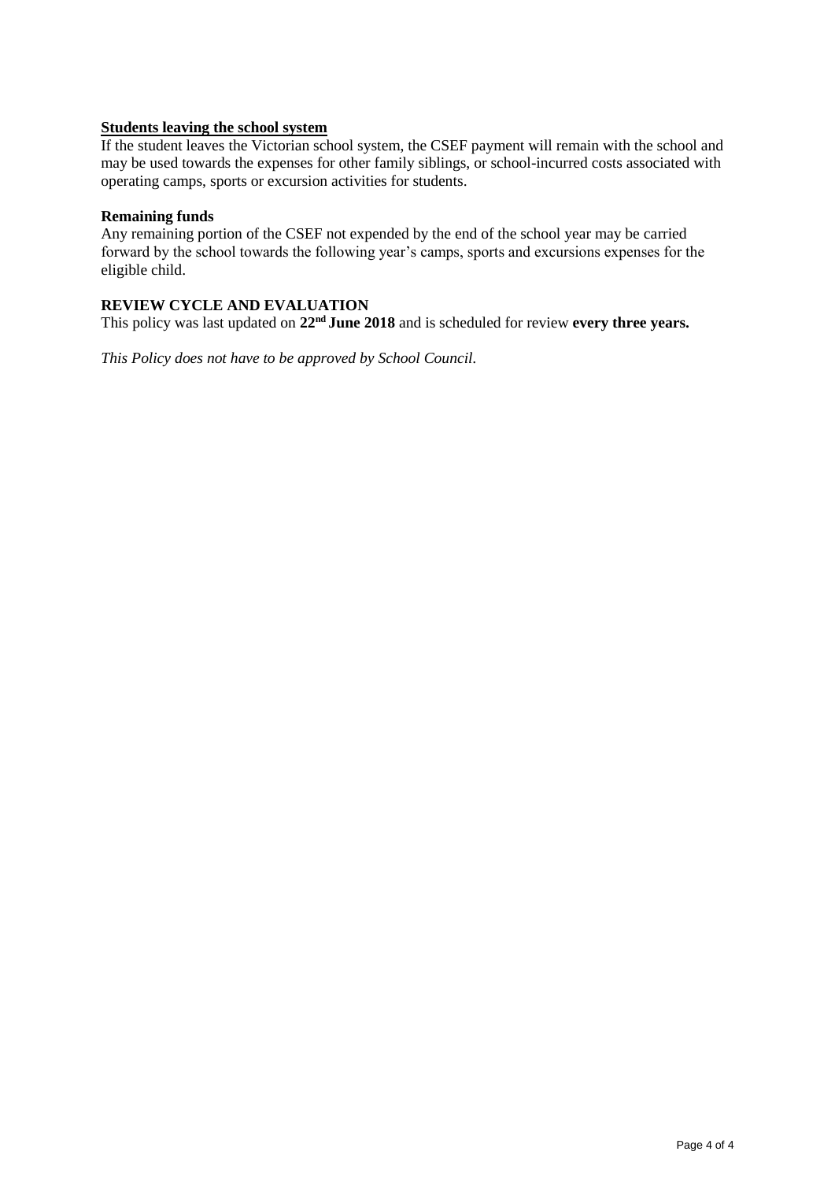**Students leaving the school system**

If the student leaves the Victorian school system, the CSEF payment will remain with the school and may be used towards the expenses for other family siblings, or school-incurred costs associated with operating camps, sports or excursion activities for students.

**Remaining funds**

Any remaining portion of the CSEF not expended by the end of the school year may be carried forward by the school towards the following year's camps, sports and excursions expenses for the eligible child.

## REVIEW CYCLE AND EVALUATION

This policy was last updated on **22nd June 2018** and is scheduled for review **every three years.**

*This Policy does not have to be approved by School Council.*